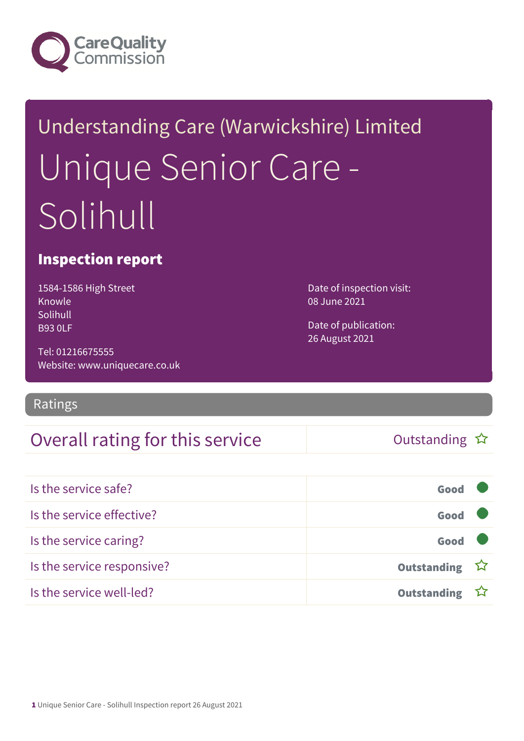Care Quality Commission

# Understanding Care (Warwickshire) Limited

# Unique Senior Care - Solihull

## Inspection report

1584-1586 High Street
Knowle
Solihull
B93 0LF

Tel: 01216675555
Website: www.uniquecare.co.uk

Date of inspection visit:
08 June 2021

Date of publication:
26 August 2021

## Ratings

| Overall rating for this service | Outstanding ☆ |
|---|---|
| Is the service safe? | **Good** |
| Is the service effective? | **Good** |
| Is the service caring? | **Good** |
| Is the service responsive? | **Outstanding** ☆ |
| Is the service well-led? | **Outstanding** ☆ |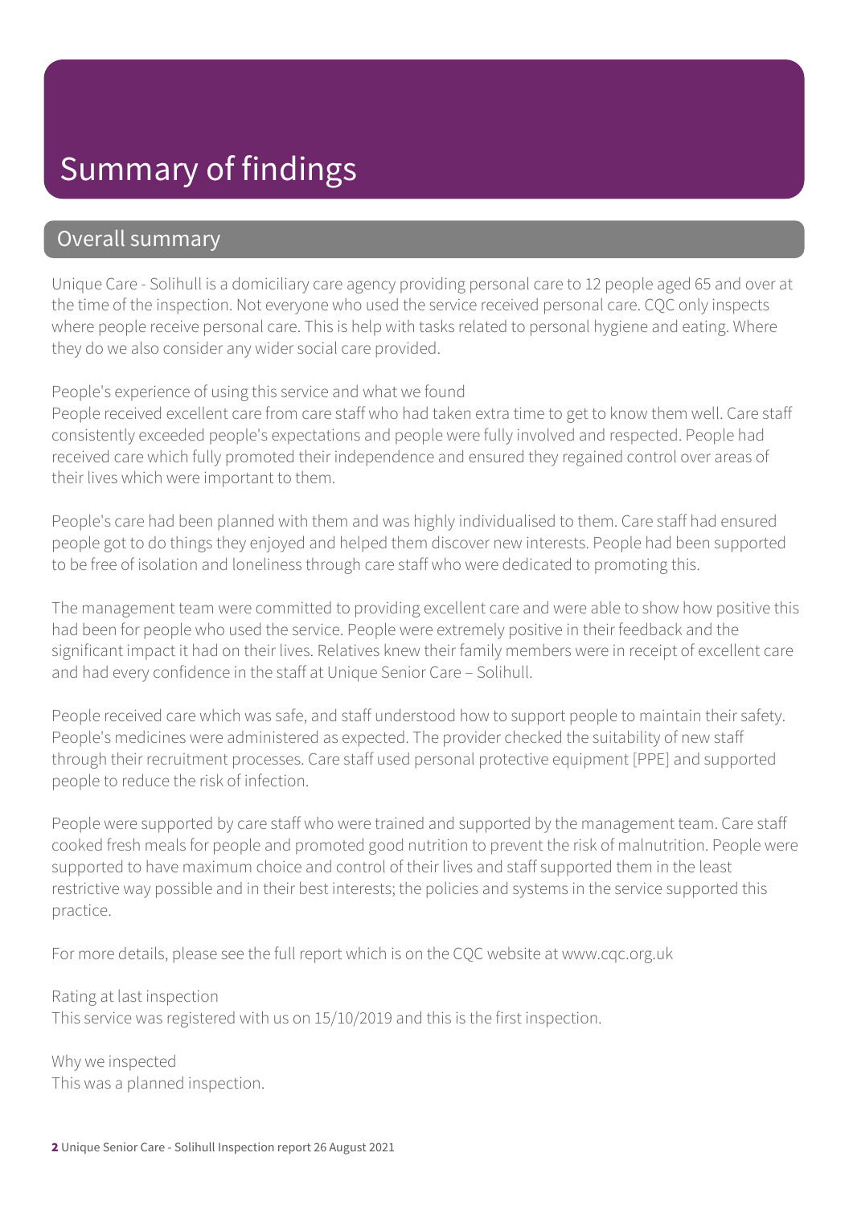# Summary of findings

## Overall summary

Unique Care - Solihull is a domiciliary care agency providing personal care to 12 people aged 65 and over at the time of the inspection. Not everyone who used the service received personal care. CQC only inspects where people receive personal care. This is help with tasks related to personal hygiene and eating. Where they do we also consider any wider social care provided.

People's experience of using this service and what we found

People received excellent care from care staff who had taken extra time to get to know them well. Care staff consistently exceeded people's expectations and people were fully involved and respected. People had received care which fully promoted their independence and ensured they regained control over areas of their lives which were important to them.

People's care had been planned with them and was highly individualised to them. Care staff had ensured people got to do things they enjoyed and helped them discover new interests. People had been supported to be free of isolation and loneliness through care staff who were dedicated to promoting this.

The management team were committed to providing excellent care and were able to show how positive this had been for people who used the service. People were extremely positive in their feedback and the significant impact it had on their lives. Relatives knew their family members were in receipt of excellent care and had every confidence in the staff at Unique Senior Care – Solihull.

People received care which was safe, and staff understood how to support people to maintain their safety. People's medicines were administered as expected. The provider checked the suitability of new staff through their recruitment processes. Care staff used personal protective equipment [PPE] and supported people to reduce the risk of infection.

People were supported by care staff who were trained and supported by the management team. Care staff cooked fresh meals for people and promoted good nutrition to prevent the risk of malnutrition. People were supported to have maximum choice and control of their lives and staff supported them in the least restrictive way possible and in their best interests; the policies and systems in the service supported this practice.

For more details, please see the full report which is on the CQC website at www.cqc.org.uk

Rating at last inspection

This service was registered with us on 15/10/2019 and this is the first inspection.

Why we inspected

This was a planned inspection.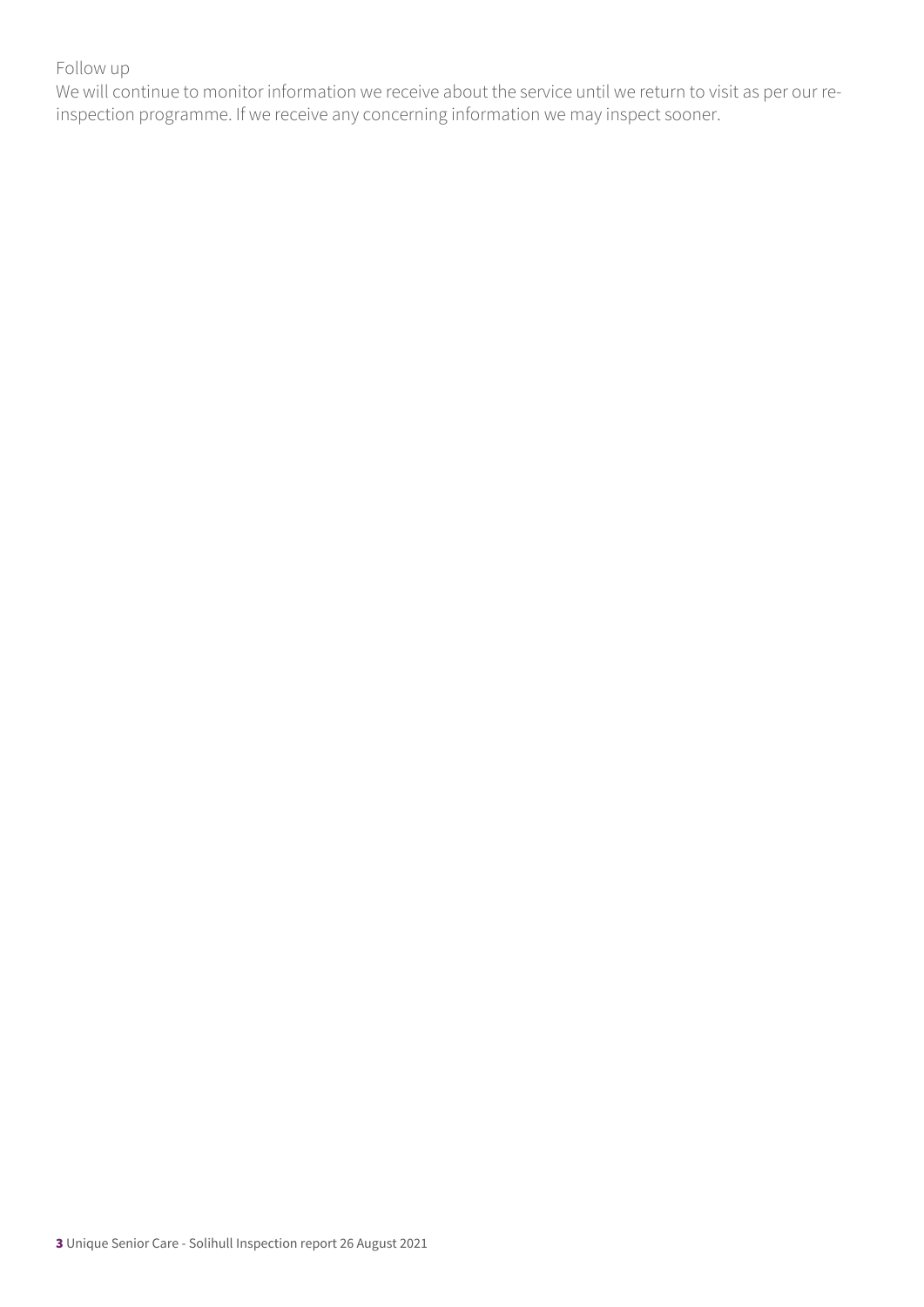Follow up

We will continue to monitor information we receive about the service until we return to visit as per our re-inspection programme. If we receive any concerning information we may inspect sooner.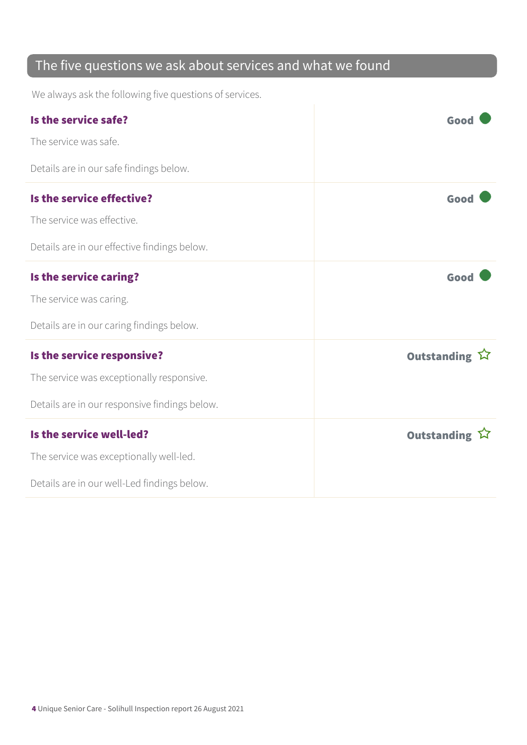## The five questions we ask about services and what we found

We always ask the following five questions of services.

| | |
|---|---|
| **Is the service safe?**<br><br>The service was safe.<br><br>Details are in our safe findings below. | **Good** ● |
| **Is the service effective?**<br><br>The service was effective.<br><br>Details are in our effective findings below. | **Good** ● |
| **Is the service caring?**<br><br>The service was caring.<br><br>Details are in our caring findings below. | **Good** ● |
| **Is the service responsive?**<br><br>The service was exceptionally responsive.<br><br>Details are in our responsive findings below. | **Outstanding** ☆ |
| **Is the service well-led?**<br><br>The service was exceptionally well-led.<br><br>Details are in our well-Led findings below. | **Outstanding** ☆ |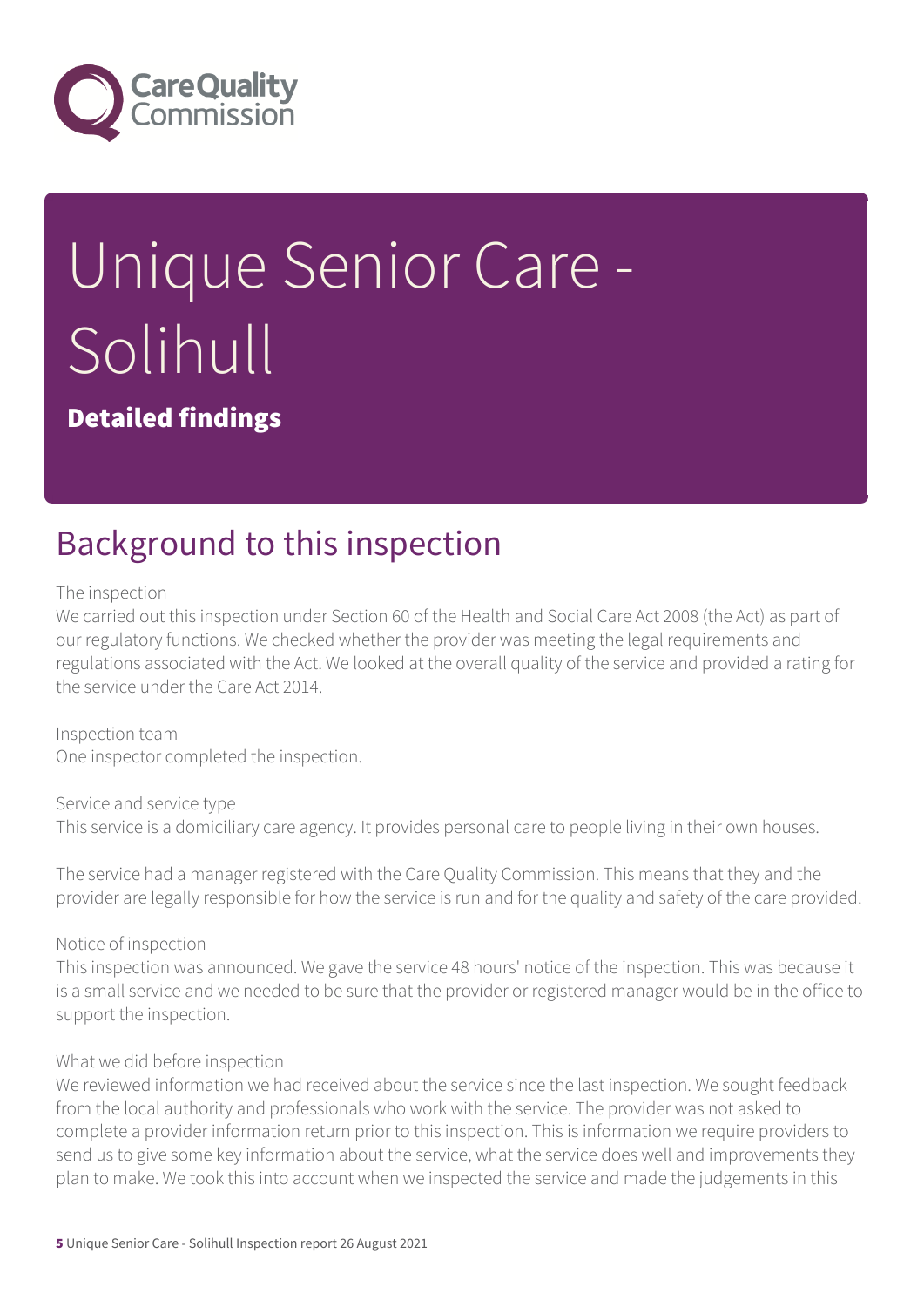# Unique Senior Care - Solihull

**Detailed findings**

## Background to this inspection

The inspection
We carried out this inspection under Section 60 of the Health and Social Care Act 2008 (the Act) as part of our regulatory functions. We checked whether the provider was meeting the legal requirements and regulations associated with the Act. We looked at the overall quality of the service and provided a rating for the service under the Care Act 2014.

Inspection team
One inspector completed the inspection.

Service and service type
This service is a domiciliary care agency. It provides personal care to people living in their own houses.

The service had a manager registered with the Care Quality Commission. This means that they and the provider are legally responsible for how the service is run and for the quality and safety of the care provided.

Notice of inspection
This inspection was announced. We gave the service 48 hours' notice of the inspection. This was because it is a small service and we needed to be sure that the provider or registered manager would be in the office to support the inspection.

What we did before inspection
We reviewed information we had received about the service since the last inspection. We sought feedback from the local authority and professionals who work with the service. The provider was not asked to complete a provider information return prior to this inspection. This is information we require providers to send us to give some key information about the service, what the service does well and improvements they plan to make. We took this into account when we inspected the service and made the judgements in this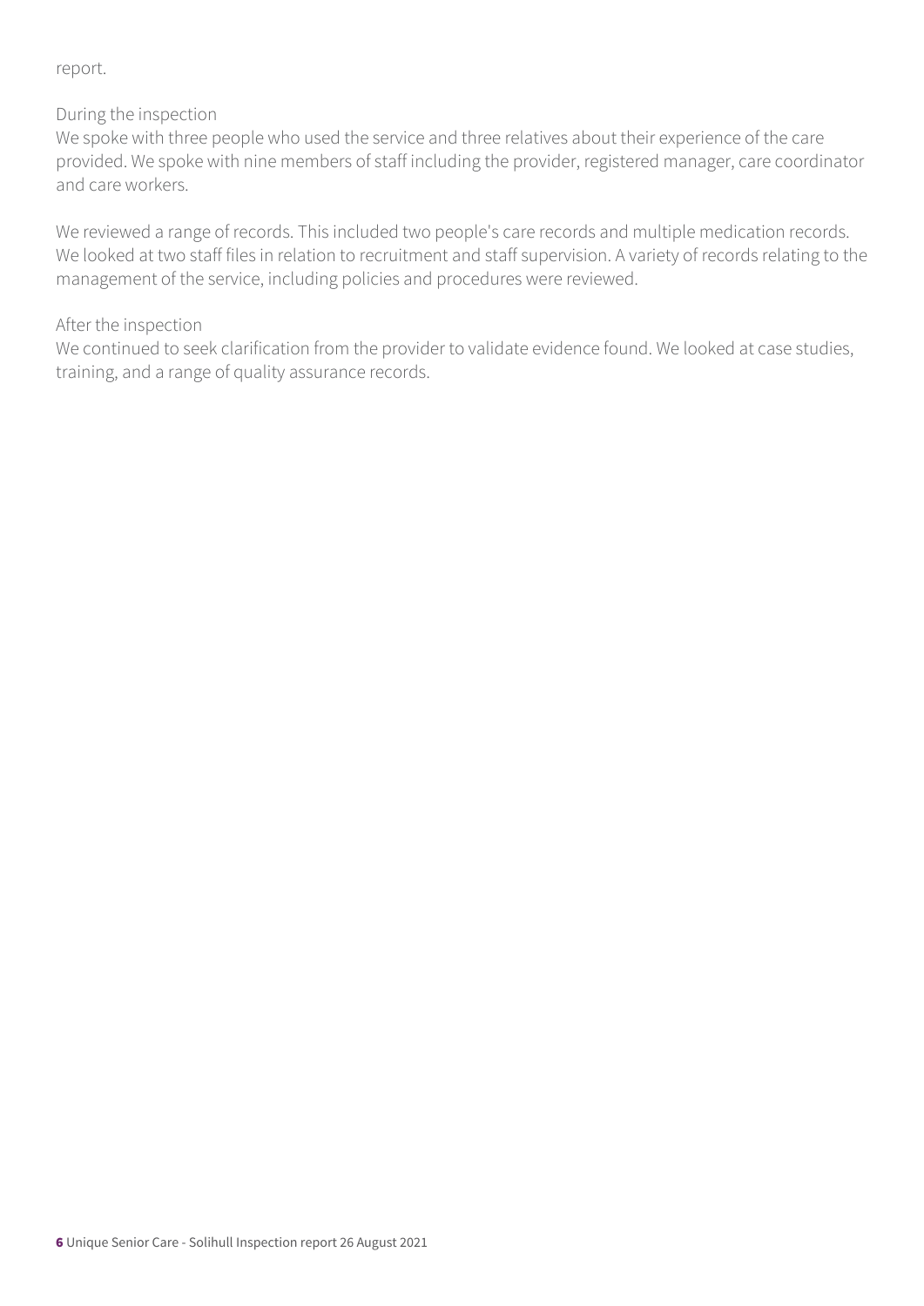report.

During the inspection
We spoke with three people who used the service and three relatives about their experience of the care provided. We spoke with nine members of staff including the provider, registered manager, care coordinator and care workers.

We reviewed a range of records. This included two people's care records and multiple medication records. We looked at two staff files in relation to recruitment and staff supervision. A variety of records relating to the management of the service, including policies and procedures were reviewed.

After the inspection
We continued to seek clarification from the provider to validate evidence found. We looked at case studies, training, and a range of quality assurance records.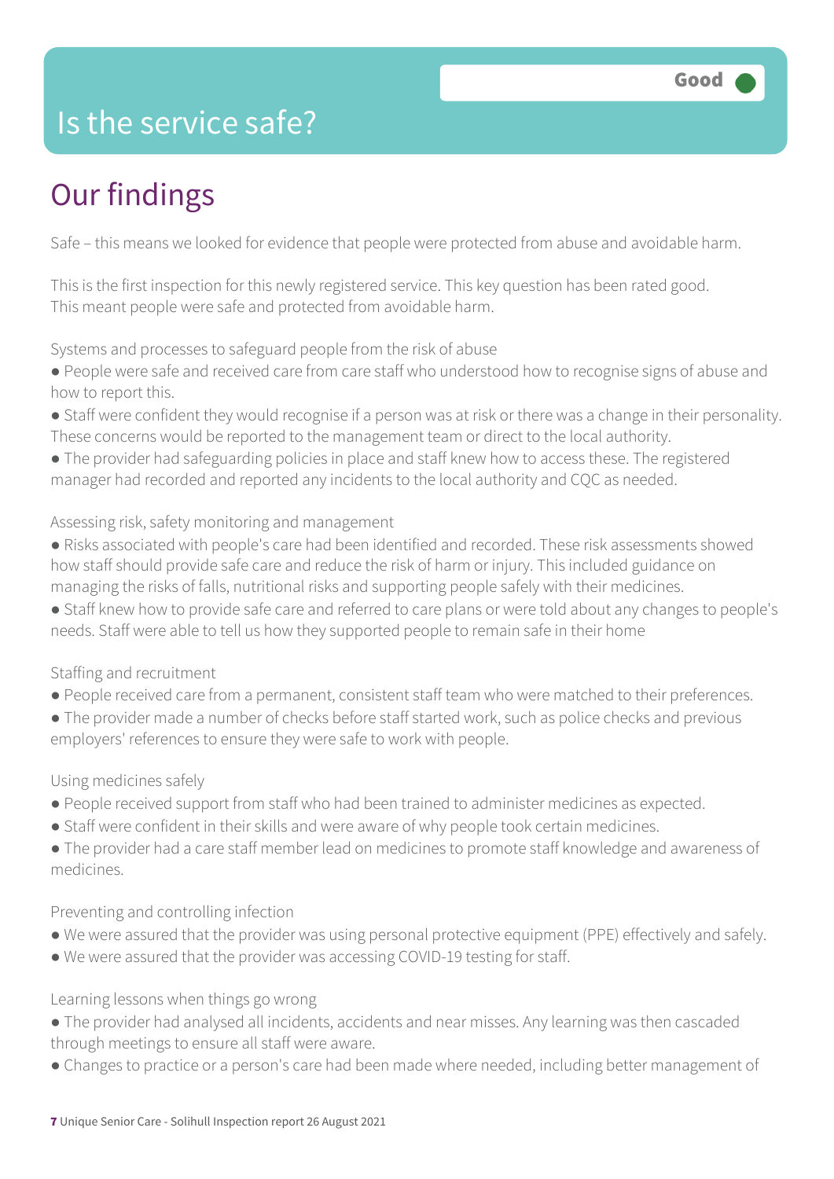# Is the service safe?

**Good**

## Our findings

Safe – this means we looked for evidence that people were protected from abuse and avoidable harm.

This is the first inspection for this newly registered service. This key question has been rated good. This meant people were safe and protected from avoidable harm.

Systems and processes to safeguard people from the risk of abuse

- People were safe and received care from care staff who understood how to recognise signs of abuse and how to report this.
- Staff were confident they would recognise if a person was at risk or there was a change in their personality. These concerns would be reported to the management team or direct to the local authority.
- The provider had safeguarding policies in place and staff knew how to access these. The registered manager had recorded and reported any incidents to the local authority and CQC as needed.

Assessing risk, safety monitoring and management

- Risks associated with people's care had been identified and recorded. These risk assessments showed how staff should provide safe care and reduce the risk of harm or injury. This included guidance on managing the risks of falls, nutritional risks and supporting people safely with their medicines.
- Staff knew how to provide safe care and referred to care plans or were told about any changes to people's needs. Staff were able to tell us how they supported people to remain safe in their home

Staffing and recruitment

- People received care from a permanent, consistent staff team who were matched to their preferences.
- The provider made a number of checks before staff started work, such as police checks and previous employers' references to ensure they were safe to work with people.

Using medicines safely

- People received support from staff who had been trained to administer medicines as expected.
- Staff were confident in their skills and were aware of why people took certain medicines.
- The provider had a care staff member lead on medicines to promote staff knowledge and awareness of medicines.

Preventing and controlling infection

- We were assured that the provider was using personal protective equipment (PPE) effectively and safely.
- We were assured that the provider was accessing COVID-19 testing for staff.

Learning lessons when things go wrong

- The provider had analysed all incidents, accidents and near misses. Any learning was then cascaded through meetings to ensure all staff were aware.
- Changes to practice or a person's care had been made where needed, including better management of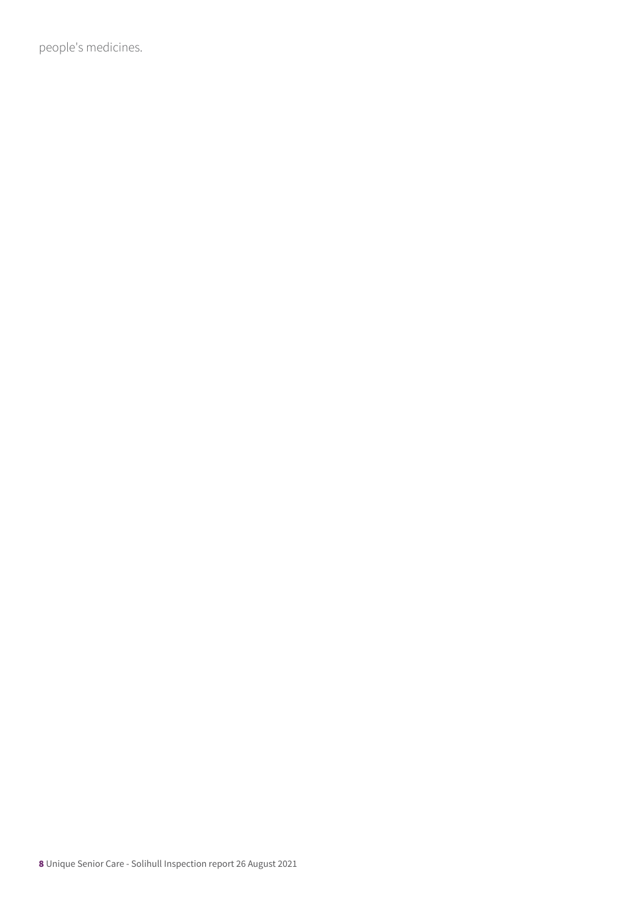people's medicines.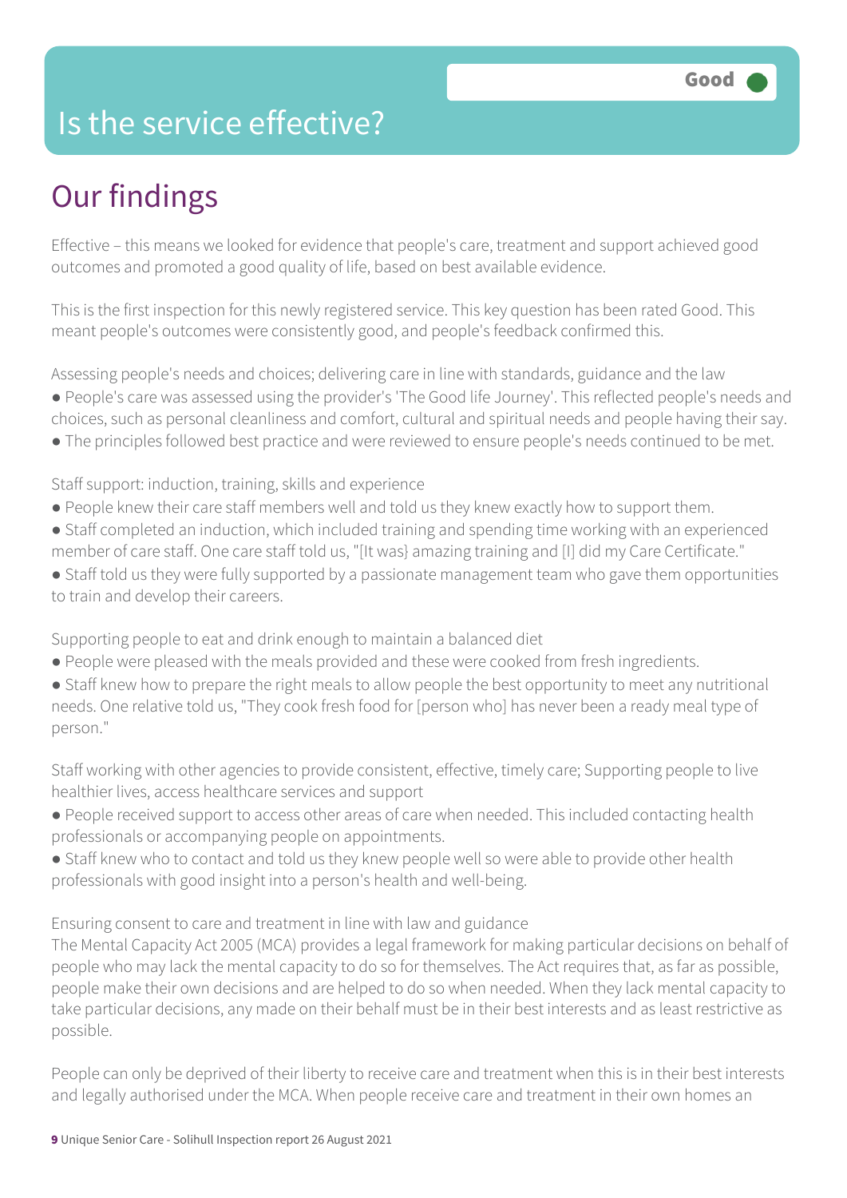# Is the service effective?

Good

## Our findings

Effective – this means we looked for evidence that people's care, treatment and support achieved good outcomes and promoted a good quality of life, based on best available evidence.

This is the first inspection for this newly registered service. This key question has been rated Good. This meant people's outcomes were consistently good, and people's feedback confirmed this.

Assessing people's needs and choices; delivering care in line with standards, guidance and the law

- People's care was assessed using the provider's 'The Good life Journey'. This reflected people's needs and choices, such as personal cleanliness and comfort, cultural and spiritual needs and people having their say.
- The principles followed best practice and were reviewed to ensure people's needs continued to be met.

Staff support: induction, training, skills and experience

- People knew their care staff members well and told us they knew exactly how to support them.
- Staff completed an induction, which included training and spending time working with an experienced member of care staff. One care staff told us, "[It was} amazing training and [I] did my Care Certificate."
- Staff told us they were fully supported by a passionate management team who gave them opportunities to train and develop their careers.

Supporting people to eat and drink enough to maintain a balanced diet

- People were pleased with the meals provided and these were cooked from fresh ingredients.
- Staff knew how to prepare the right meals to allow people the best opportunity to meet any nutritional needs. One relative told us, "They cook fresh food for [person who] has never been a ready meal type of person."

Staff working with other agencies to provide consistent, effective, timely care; Supporting people to live healthier lives, access healthcare services and support

- People received support to access other areas of care when needed. This included contacting health professionals or accompanying people on appointments.
- Staff knew who to contact and told us they knew people well so were able to provide other health professionals with good insight into a person's health and well-being.

Ensuring consent to care and treatment in line with law and guidance

The Mental Capacity Act 2005 (MCA) provides a legal framework for making particular decisions on behalf of people who may lack the mental capacity to do so for themselves. The Act requires that, as far as possible, people make their own decisions and are helped to do so when needed. When they lack mental capacity to take particular decisions, any made on their behalf must be in their best interests and as least restrictive as possible.

People can only be deprived of their liberty to receive care and treatment when this is in their best interests and legally authorised under the MCA. When people receive care and treatment in their own homes an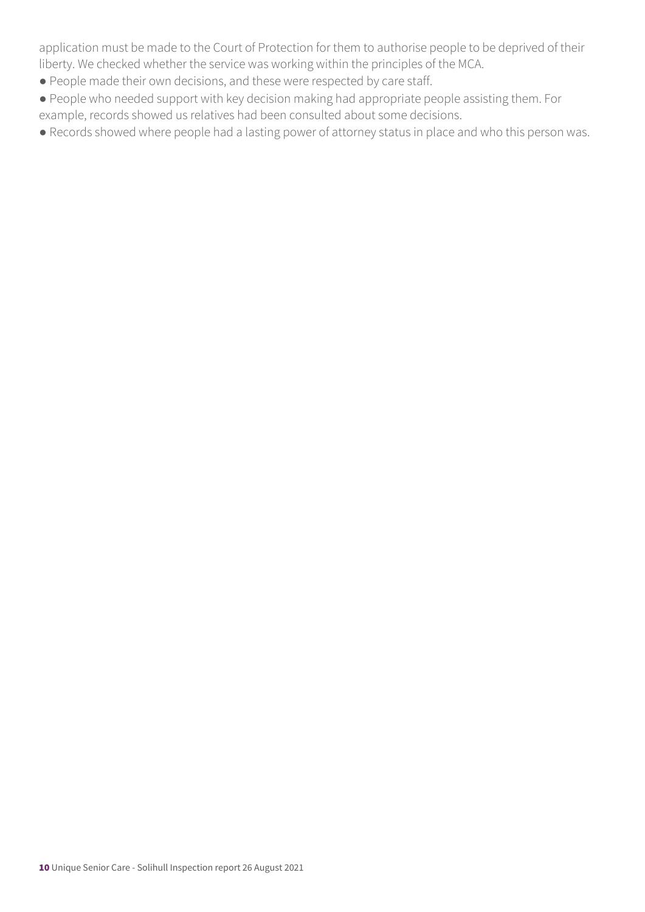application must be made to the Court of Protection for them to authorise people to be deprived of their liberty. We checked whether the service was working within the principles of the MCA.

- People made their own decisions, and these were respected by care staff.
- People who needed support with key decision making had appropriate people assisting them. For example, records showed us relatives had been consulted about some decisions.
- Records showed where people had a lasting power of attorney status in place and who this person was.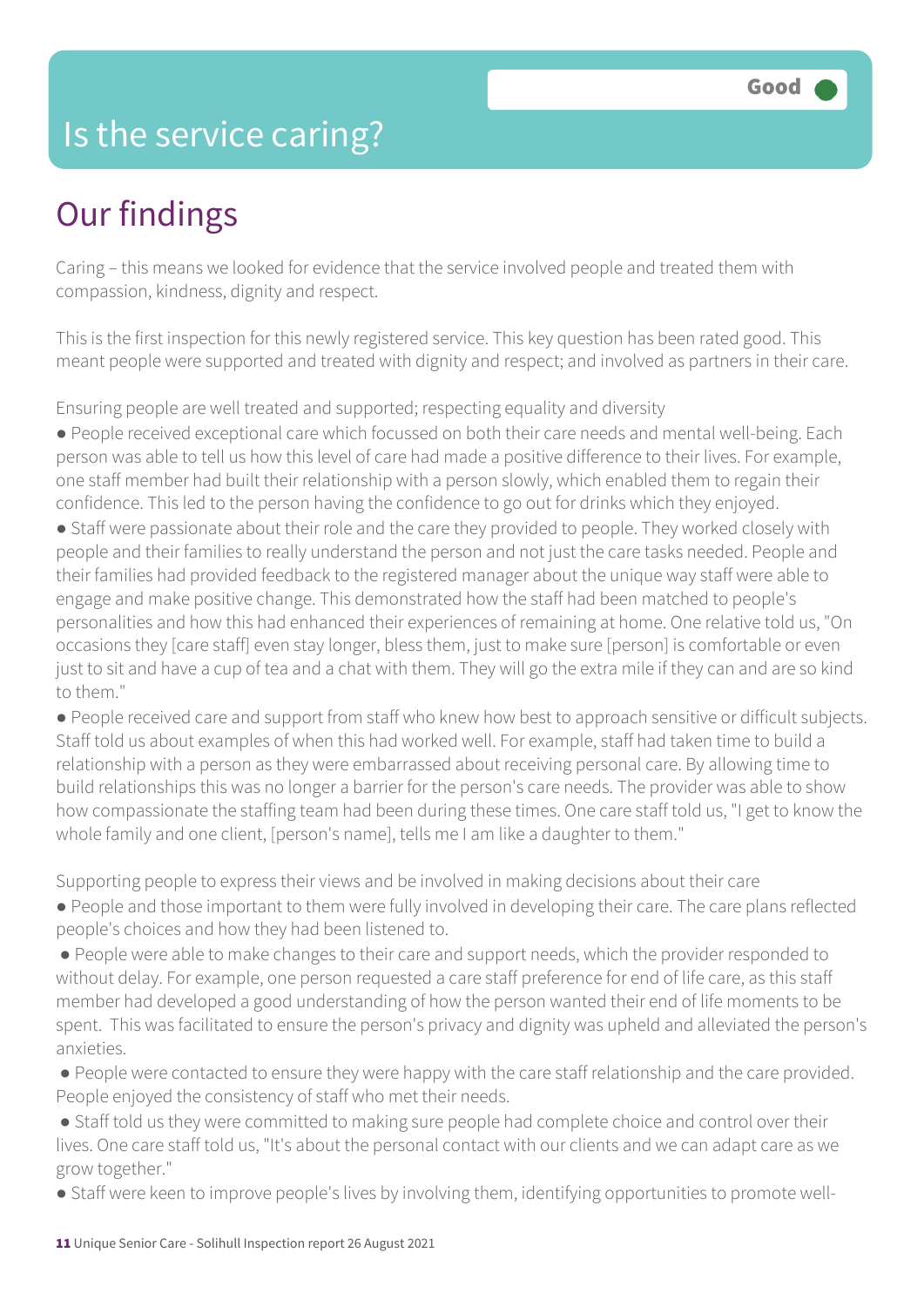# Is the service caring?

Good

## Our findings

Caring – this means we looked for evidence that the service involved people and treated them with compassion, kindness, dignity and respect.

This is the first inspection for this newly registered service. This key question has been rated good. This meant people were supported and treated with dignity and respect; and involved as partners in their care.

Ensuring people are well treated and supported; respecting equality and diversity

- People received exceptional care which focussed on both their care needs and mental well-being. Each person was able to tell us how this level of care had made a positive difference to their lives. For example, one staff member had built their relationship with a person slowly, which enabled them to regain their confidence. This led to the person having the confidence to go out for drinks which they enjoyed.
- Staff were passionate about their role and the care they provided to people. They worked closely with people and their families to really understand the person and not just the care tasks needed. People and their families had provided feedback to the registered manager about the unique way staff were able to engage and make positive change. This demonstrated how the staff had been matched to people's personalities and how this had enhanced their experiences of remaining at home. One relative told us, "On occasions they [care staff] even stay longer, bless them, just to make sure [person] is comfortable or even just to sit and have a cup of tea and a chat with them. They will go the extra mile if they can and are so kind to them."
- People received care and support from staff who knew how best to approach sensitive or difficult subjects. Staff told us about examples of when this had worked well. For example, staff had taken time to build a relationship with a person as they were embarrassed about receiving personal care. By allowing time to build relationships this was no longer a barrier for the person's care needs. The provider was able to show how compassionate the staffing team had been during these times. One care staff told us, "I get to know the whole family and one client, [person's name], tells me I am like a daughter to them."

Supporting people to express their views and be involved in making decisions about their care

- People and those important to them were fully involved in developing their care. The care plans reflected people's choices and how they had been listened to.
- People were able to make changes to their care and support needs, which the provider responded to without delay. For example, one person requested a care staff preference for end of life care, as this staff member had developed a good understanding of how the person wanted their end of life moments to be spent. This was facilitated to ensure the person's privacy and dignity was upheld and alleviated the person's anxieties.
- People were contacted to ensure they were happy with the care staff relationship and the care provided. People enjoyed the consistency of staff who met their needs.
- Staff told us they were committed to making sure people had complete choice and control over their lives. One care staff told us, "It's about the personal contact with our clients and we can adapt care as we grow together."
- Staff were keen to improve people's lives by involving them, identifying opportunities to promote well-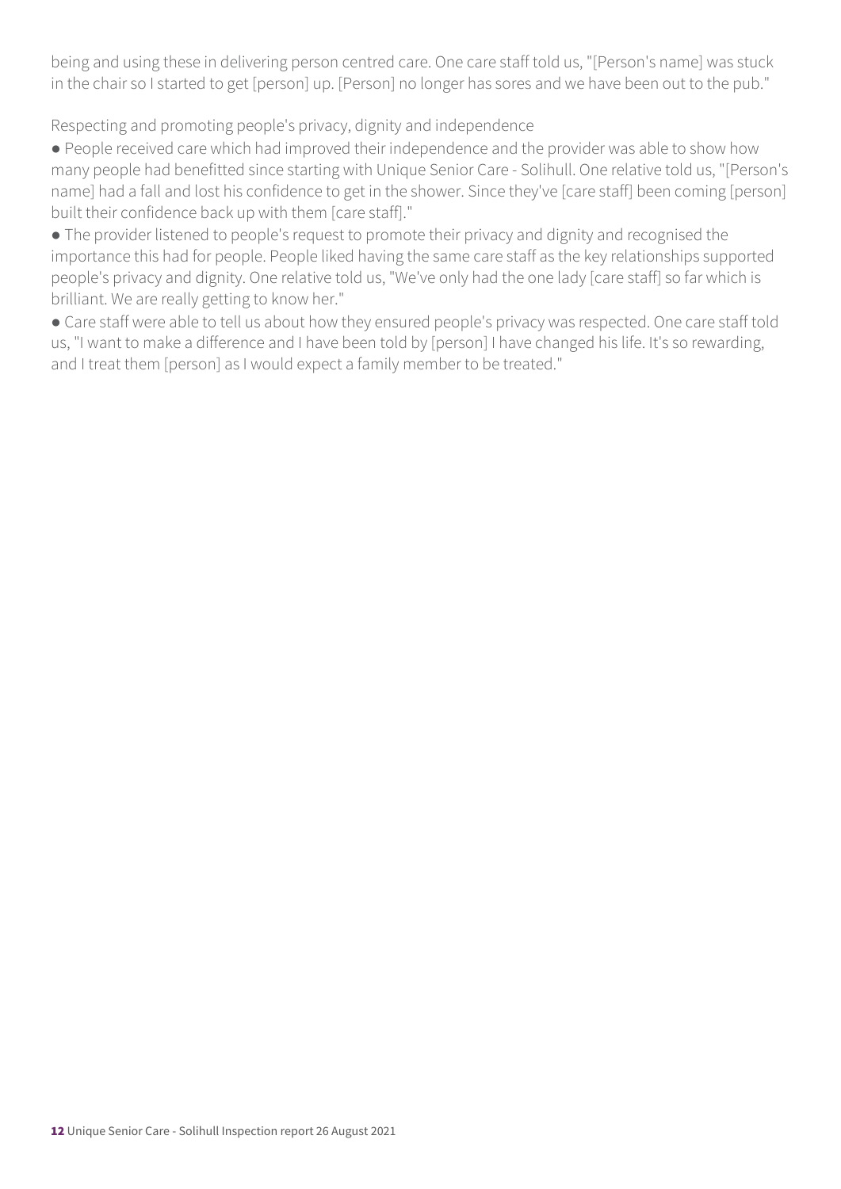being and using these in delivering person centred care. One care staff told us, "[Person's name] was stuck in the chair so I started to get [person] up. [Person] no longer has sores and we have been out to the pub."

Respecting and promoting people's privacy, dignity and independence

- People received care which had improved their independence and the provider was able to show how many people had benefitted since starting with Unique Senior Care - Solihull. One relative told us, "[Person's name] had a fall and lost his confidence to get in the shower. Since they've [care staff] been coming [person] built their confidence back up with them [care staff]."
- The provider listened to people's request to promote their privacy and dignity and recognised the importance this had for people. People liked having the same care staff as the key relationships supported people's privacy and dignity. One relative told us, "We've only had the one lady [care staff] so far which is brilliant. We are really getting to know her."
- Care staff were able to tell us about how they ensured people's privacy was respected. One care staff told us, "I want to make a difference and I have been told by [person] I have changed his life. It's so rewarding, and I treat them [person] as I would expect a family member to be treated."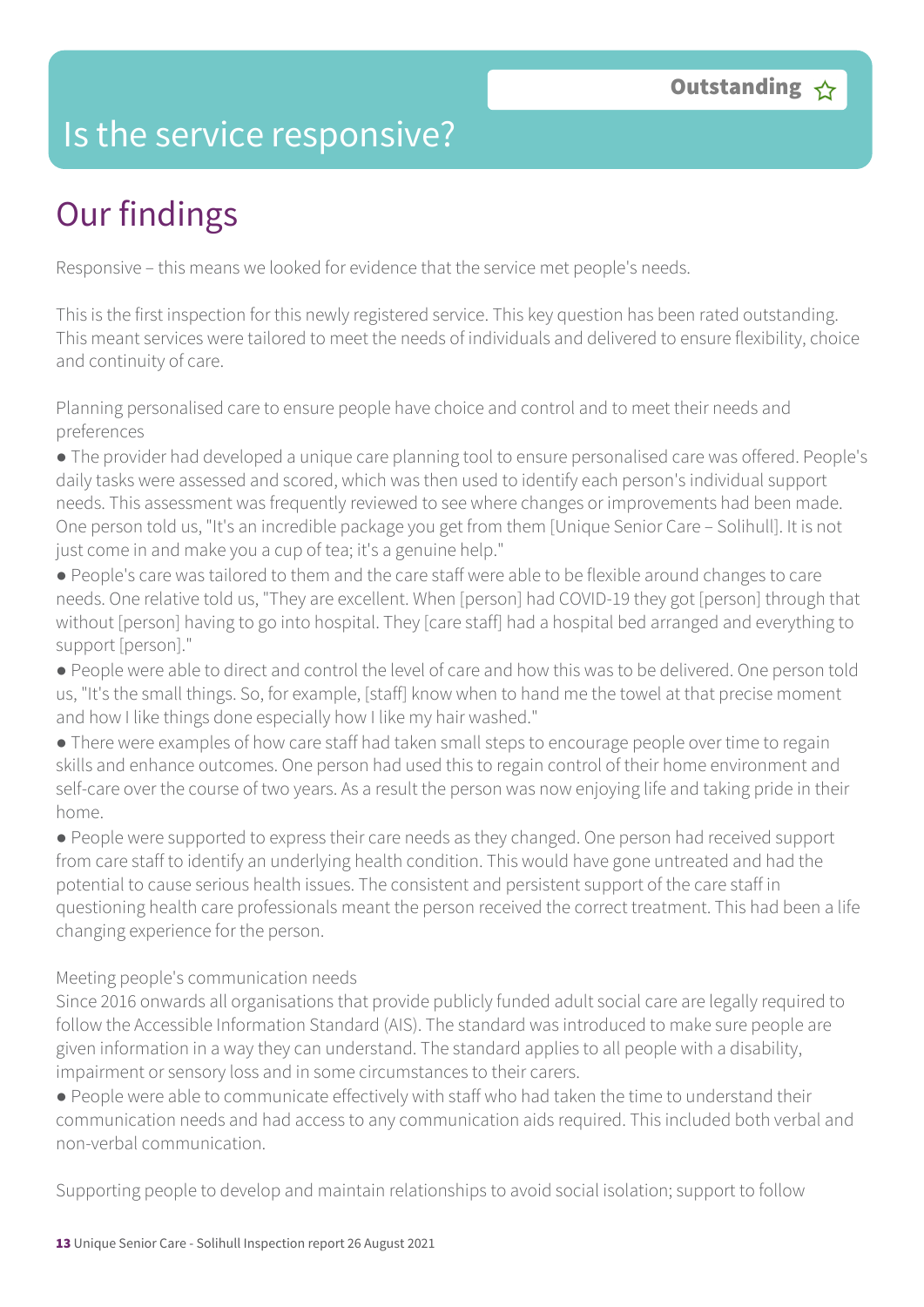# Is the service responsive?

**Outstanding** ☆

## Our findings

Responsive – this means we looked for evidence that the service met people's needs.

This is the first inspection for this newly registered service. This key question has been rated outstanding. This meant services were tailored to meet the needs of individuals and delivered to ensure flexibility, choice and continuity of care.

Planning personalised care to ensure people have choice and control and to meet their needs and preferences

- The provider had developed a unique care planning tool to ensure personalised care was offered. People's daily tasks were assessed and scored, which was then used to identify each person's individual support needs. This assessment was frequently reviewed to see where changes or improvements had been made. One person told us, "It's an incredible package you get from them [Unique Senior Care – Solihull]. It is not just come in and make you a cup of tea; it's a genuine help."
- People's care was tailored to them and the care staff were able to be flexible around changes to care needs. One relative told us, "They are excellent. When [person] had COVID-19 they got [person] through that without [person] having to go into hospital. They [care staff] had a hospital bed arranged and everything to support [person]."
- People were able to direct and control the level of care and how this was to be delivered. One person told us, "It's the small things. So, for example, [staff] know when to hand me the towel at that precise moment and how I like things done especially how I like my hair washed."
- There were examples of how care staff had taken small steps to encourage people over time to regain skills and enhance outcomes. One person had used this to regain control of their home environment and self-care over the course of two years. As a result the person was now enjoying life and taking pride in their home.
- People were supported to express their care needs as they changed. One person had received support from care staff to identify an underlying health condition. This would have gone untreated and had the potential to cause serious health issues. The consistent and persistent support of the care staff in questioning health care professionals meant the person received the correct treatment. This had been a life changing experience for the person.

Meeting people's communication needs

Since 2016 onwards all organisations that provide publicly funded adult social care are legally required to follow the Accessible Information Standard (AIS). The standard was introduced to make sure people are given information in a way they can understand. The standard applies to all people with a disability, impairment or sensory loss and in some circumstances to their carers.

- People were able to communicate effectively with staff who had taken the time to understand their communication needs and had access to any communication aids required. This included both verbal and non-verbal communication.

Supporting people to develop and maintain relationships to avoid social isolation; support to follow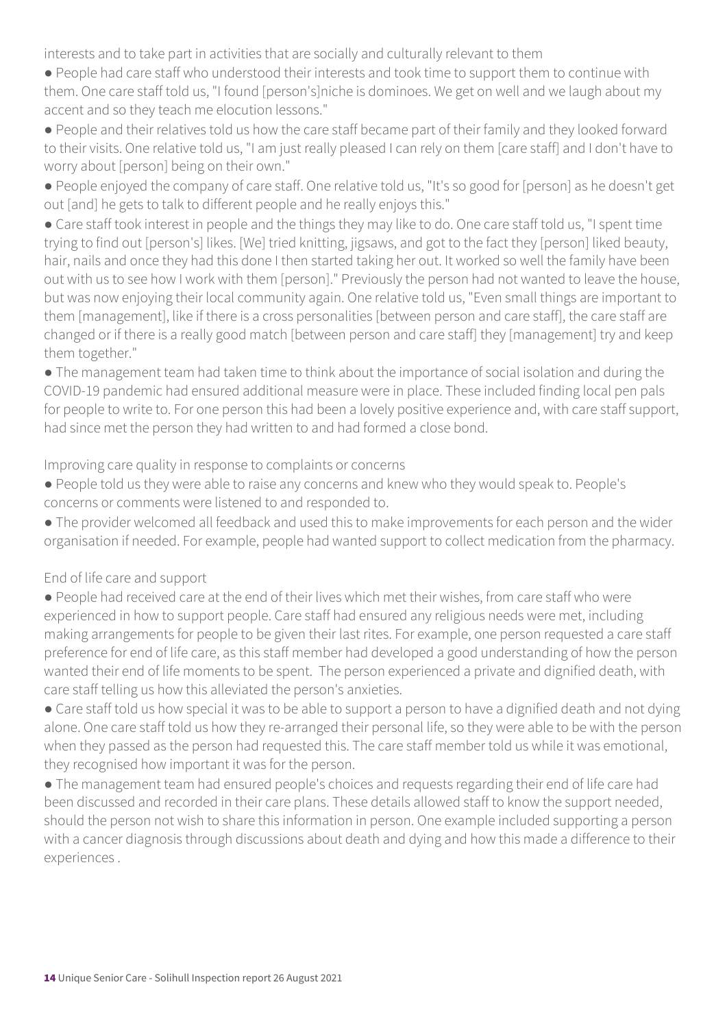interests and to take part in activities that are socially and culturally relevant to them

- People had care staff who understood their interests and took time to support them to continue with them. One care staff told us, "I found [person's]niche is dominoes. We get on well and we laugh about my accent and so they teach me elocution lessons."
- People and their relatives told us how the care staff became part of their family and they looked forward to their visits. One relative told us, "I am just really pleased I can rely on them [care staff] and I don't have to worry about [person] being on their own."
- People enjoyed the company of care staff. One relative told us, "It's so good for [person] as he doesn't get out [and] he gets to talk to different people and he really enjoys this."
- Care staff took interest in people and the things they may like to do. One care staff told us, "I spent time trying to find out [person's] likes. [We] tried knitting, jigsaws, and got to the fact they [person] liked beauty, hair, nails and once they had this done I then started taking her out. It worked so well the family have been out with us to see how I work with them [person]." Previously the person had not wanted to leave the house, but was now enjoying their local community again. One relative told us, "Even small things are important to them [management], like if there is a cross personalities [between person and care staff], the care staff are changed or if there is a really good match [between person and care staff] they [management] try and keep them together."
- The management team had taken time to think about the importance of social isolation and during the COVID-19 pandemic had ensured additional measure were in place. These included finding local pen pals for people to write to. For one person this had been a lovely positive experience and, with care staff support, had since met the person they had written to and had formed a close bond.

Improving care quality in response to complaints or concerns

- People told us they were able to raise any concerns and knew who they would speak to. People's concerns or comments were listened to and responded to.
- The provider welcomed all feedback and used this to make improvements for each person and the wider organisation if needed. For example, people had wanted support to collect medication from the pharmacy.

End of life care and support

- People had received care at the end of their lives which met their wishes, from care staff who were experienced in how to support people. Care staff had ensured any religious needs were met, including making arrangements for people to be given their last rites. For example, one person requested a care staff preference for end of life care, as this staff member had developed a good understanding of how the person wanted their end of life moments to be spent. The person experienced a private and dignified death, with care staff telling us how this alleviated the person's anxieties.
- Care staff told us how special it was to be able to support a person to have a dignified death and not dying alone. One care staff told us how they re-arranged their personal life, so they were able to be with the person when they passed as the person had requested this. The care staff member told us while it was emotional, they recognised how important it was for the person.
- The management team had ensured people's choices and requests regarding their end of life care had been discussed and recorded in their care plans. These details allowed staff to know the support needed, should the person not wish to share this information in person. One example included supporting a person with a cancer diagnosis through discussions about death and dying and how this made a difference to their experiences .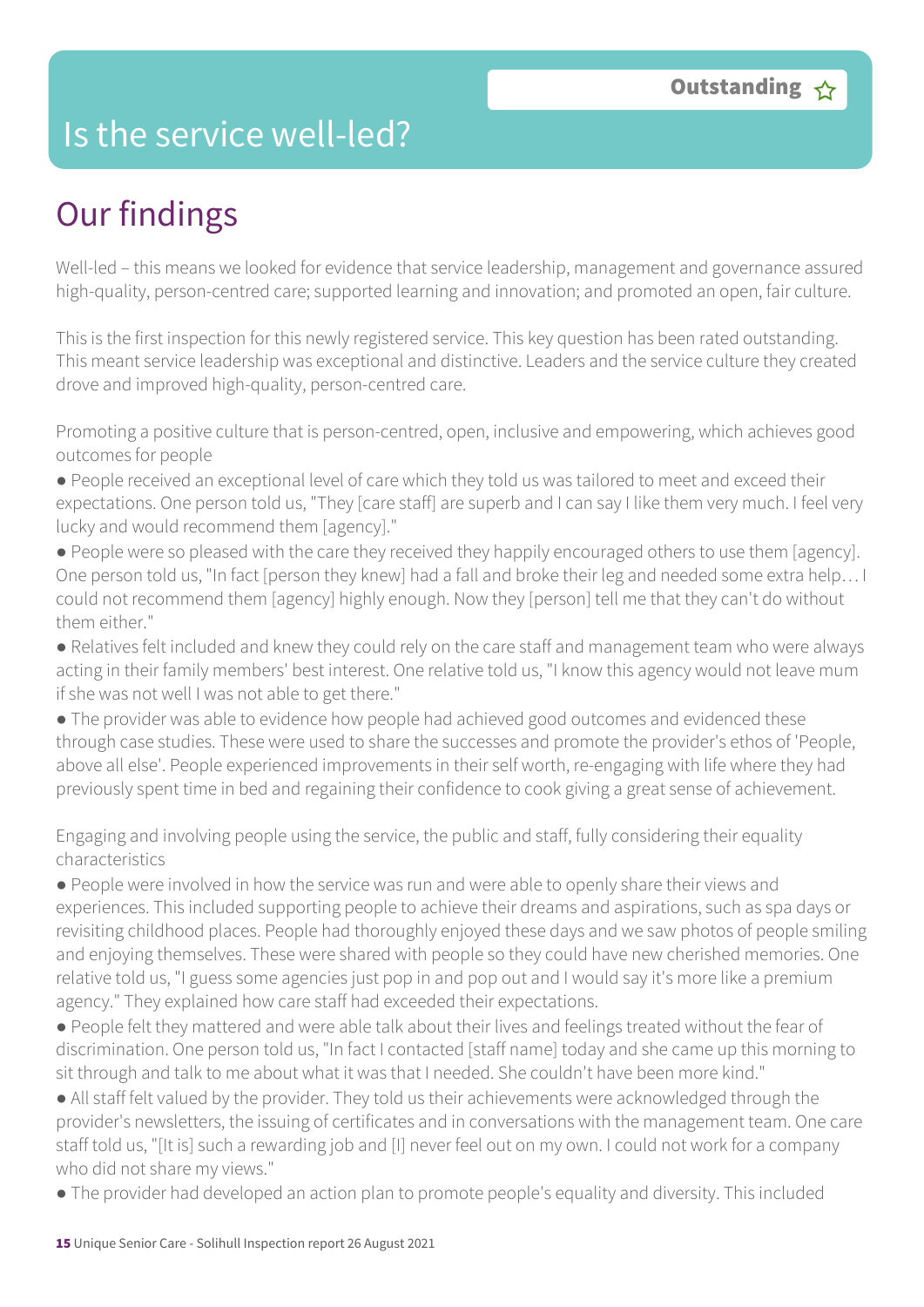# Is the service well-led?

**Outstanding** ☆

## Our findings

Well-led – this means we looked for evidence that service leadership, management and governance assured high-quality, person-centred care; supported learning and innovation; and promoted an open, fair culture.

This is the first inspection for this newly registered service. This key question has been rated outstanding. This meant service leadership was exceptional and distinctive. Leaders and the service culture they created drove and improved high-quality, person-centred care.

Promoting a positive culture that is person-centred, open, inclusive and empowering, which achieves good outcomes for people

- People received an exceptional level of care which they told us was tailored to meet and exceed their expectations. One person told us, "They [care staff] are superb and I can say I like them very much. I feel very lucky and would recommend them [agency]."
- People were so pleased with the care they received they happily encouraged others to use them [agency]. One person told us, "In fact [person they knew] had a fall and broke their leg and needed some extra help… I could not recommend them [agency] highly enough. Now they [person] tell me that they can't do without them either."
- Relatives felt included and knew they could rely on the care staff and management team who were always acting in their family members' best interest. One relative told us, "I know this agency would not leave mum if she was not well I was not able to get there."
- The provider was able to evidence how people had achieved good outcomes and evidenced these through case studies. These were used to share the successes and promote the provider's ethos of 'People, above all else'. People experienced improvements in their self worth, re-engaging with life where they had previously spent time in bed and regaining their confidence to cook giving a great sense of achievement.

Engaging and involving people using the service, the public and staff, fully considering their equality characteristics

- People were involved in how the service was run and were able to openly share their views and experiences. This included supporting people to achieve their dreams and aspirations, such as spa days or revisiting childhood places. People had thoroughly enjoyed these days and we saw photos of people smiling and enjoying themselves. These were shared with people so they could have new cherished memories. One relative told us, "I guess some agencies just pop in and pop out and I would say it's more like a premium agency." They explained how care staff had exceeded their expectations.
- People felt they mattered and were able talk about their lives and feelings treated without the fear of discrimination. One person told us, "In fact I contacted [staff name] today and she came up this morning to sit through and talk to me about what it was that I needed. She couldn't have been more kind."
- All staff felt valued by the provider. They told us their achievements were acknowledged through the provider's newsletters, the issuing of certificates and in conversations with the management team. One care staff told us, "[It is] such a rewarding job and [I] never feel out on my own. I could not work for a company who did not share my views."
- The provider had developed an action plan to promote people's equality and diversity. This included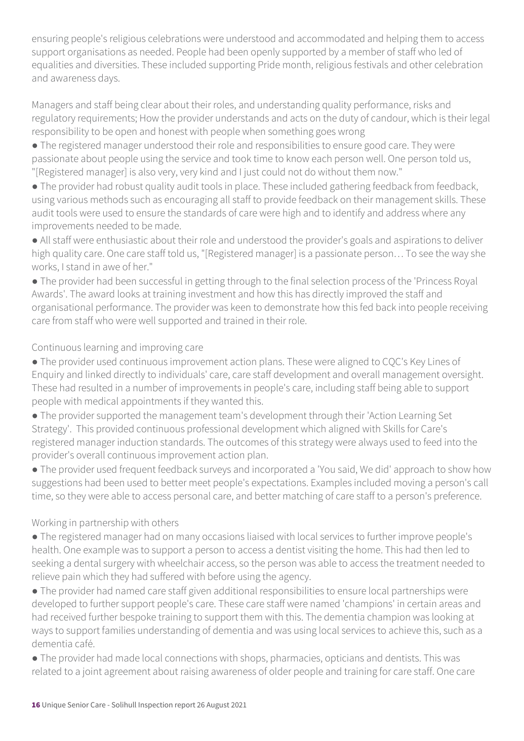ensuring people's religious celebrations were understood and accommodated and helping them to access support organisations as needed. People had been openly supported by a member of staff who led of equalities and diversities. These included supporting Pride month, religious festivals and other celebration and awareness days.

Managers and staff being clear about their roles, and understanding quality performance, risks and regulatory requirements; How the provider understands and acts on the duty of candour, which is their legal responsibility to be open and honest with people when something goes wrong

- The registered manager understood their role and responsibilities to ensure good care. They were passionate about people using the service and took time to know each person well. One person told us, "[Registered manager] is also very, very kind and I just could not do without them now."
- The provider had robust quality audit tools in place. These included gathering feedback from feedback, using various methods such as encouraging all staff to provide feedback on their management skills. These audit tools were used to ensure the standards of care were high and to identify and address where any improvements needed to be made.
- All staff were enthusiastic about their role and understood the provider's goals and aspirations to deliver high quality care. One care staff told us, "[Registered manager] is a passionate person… To see the way she works, I stand in awe of her."
- The provider had been successful in getting through to the final selection process of the 'Princess Royal Awards'. The award looks at training investment and how this has directly improved the staff and organisational performance. The provider was keen to demonstrate how this fed back into people receiving care from staff who were well supported and trained in their role.

Continuous learning and improving care

- The provider used continuous improvement action plans. These were aligned to CQC's Key Lines of Enquiry and linked directly to individuals' care, care staff development and overall management oversight. These had resulted in a number of improvements in people's care, including staff being able to support people with medical appointments if they wanted this.
- The provider supported the management team's development through their 'Action Learning Set Strategy'. This provided continuous professional development which aligned with Skills for Care's registered manager induction standards. The outcomes of this strategy were always used to feed into the provider's overall continuous improvement action plan.
- The provider used frequent feedback surveys and incorporated a 'You said, We did' approach to show how suggestions had been used to better meet people's expectations. Examples included moving a person's call time, so they were able to access personal care, and better matching of care staff to a person's preference.

Working in partnership with others

- The registered manager had on many occasions liaised with local services to further improve people's health. One example was to support a person to access a dentist visiting the home. This had then led to seeking a dental surgery with wheelchair access, so the person was able to access the treatment needed to relieve pain which they had suffered with before using the agency.
- The provider had named care staff given additional responsibilities to ensure local partnerships were developed to further support people's care. These care staff were named 'champions' in certain areas and had received further bespoke training to support them with this. The dementia champion was looking at ways to support families understanding of dementia and was using local services to achieve this, such as a dementia café.
- The provider had made local connections with shops, pharmacies, opticians and dentists. This was related to a joint agreement about raising awareness of older people and training for care staff. One care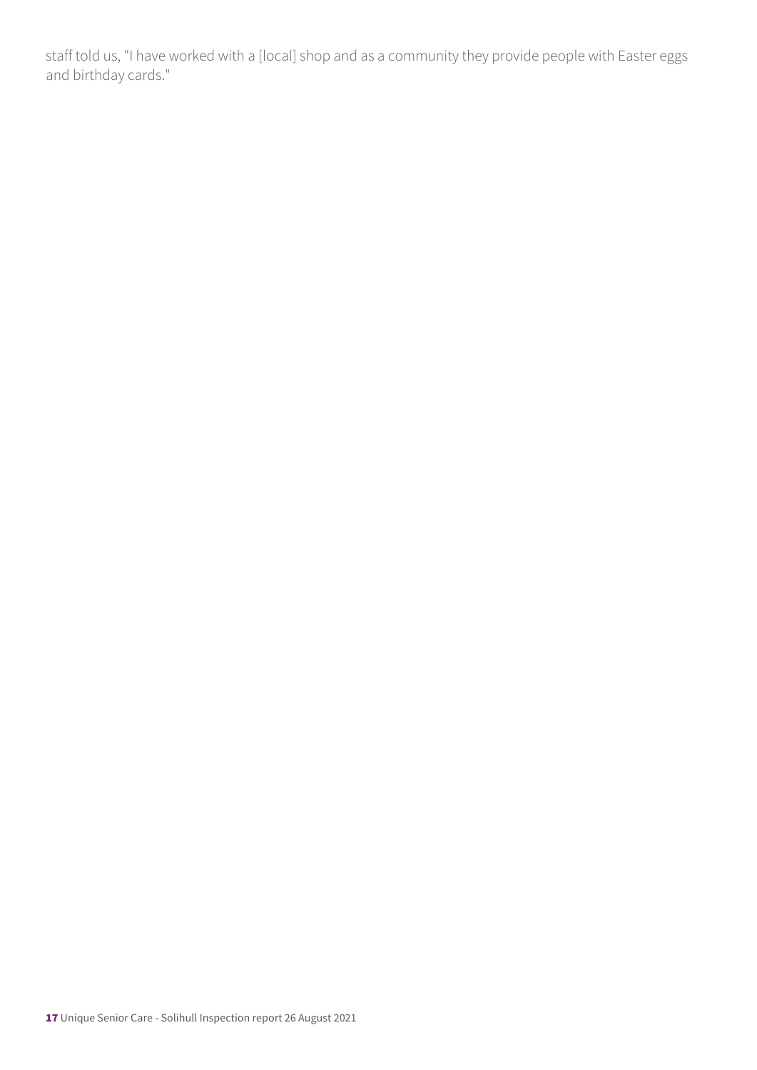staff told us, "I have worked with a [local] shop and as a community they provide people with Easter eggs and birthday cards."